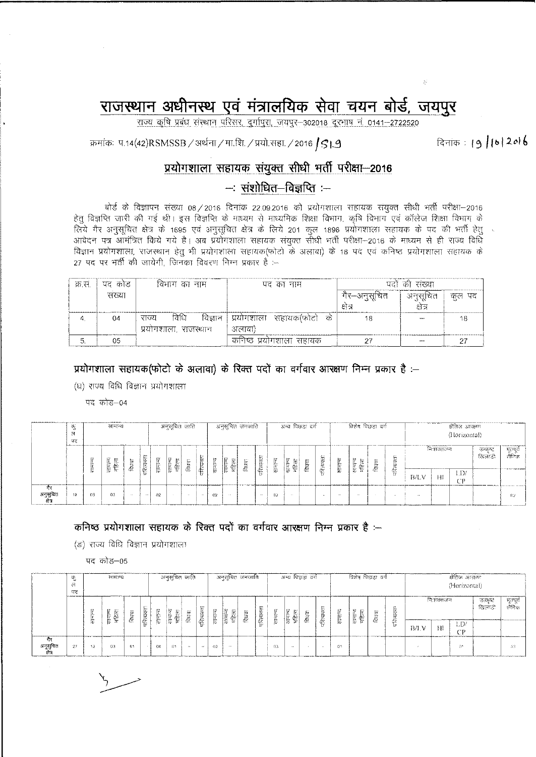# राजस्थान अधीनस्थ एवं मंत्रालयिक सेवा चयन बोर्ड, जयपुर

राज्य कृषि प्रबंध संस्थान परिसर, दुर्गापुरा, जयपुर–302018 दूरभाष नं. 0141–2722520

क्रमांक: प.14(42)RSMSSB / अर्थना / मा.शि. / प्रयो.सहा. / 2016 / 519

दिनांक : 19/10/2016

## प्रयोगशाला सहायक संयुक्त सीधी भर्ती परीक्षा–2016

### –: संशोधित–विज्ञप्ति :–

बोर्ड के विज्ञापन संख्या 08 / 2016 दिनांक 22.09.2016 को प्रयोगशाला सहायक संयुक्त सीधी भर्ती परीक्षा–2016 हेतु विज्ञप्ति जारी की गई थी। इस विज्ञप्ति के माध्यम से माध्यमिक शिक्षा विभाग, कृषि विभाग एवं कॉलेज शिक्षा विभाग के लिये गैर अनुसूचित क्षेत्र के 1695 एवं अनुसूचित क्षेत्र के लिये 201 कुल 1896 प्रयोगशाला सहायक के पद की भर्ती हेतु आवेदन पत्र आमंत्रित किये गये है। अब प्रयोगशाला सहायक संयुक्त सीधी भर्ती परीक्षा–2016 के माध्यम से ही राज्य विधि विज्ञान प्रयोगशाला, राजस्थान हेतु भी प्रयोगशाला सहायक(फोटो के अलावा) के 18 पद एवं कनिष्ठ प्रयोगशाला सहायक के 27 पद पर भर्ती की जायेगी, जिनका विवरण निम्न प्रकार है :–

| क्र.स. | पद कोड संख्या | विभाग का नाम | पद का नाम | पदों की संख्या | | |
|---|---|---|---|---|---|---|
| | | | | गैर–अनुसूचित क्षेत्र | अनुसूचित क्षेत्र | कुल पद |
| 4. | 04 | राज्य विधि विज्ञान प्रयोगशाला, राजस्थान | प्रयोगशाला सहायक(फोटो के अलावा) | 18 | — | 18 |
| 5. | 05 | | कनिष्ठ प्रयोगशाला सहायक | 27 | — | 27 |

**प्रयोगशाला सहायक(फोटो के अलावा) के रिक्त पदों का वर्गवार आरक्षण निम्न प्रकार है :–**

(घ) राज्य विधि विज्ञान प्रयोगशाला

पद कोड–04

| | कुल पद | सामान्य | | | | अनुसूचित जाति | | | | अनुसूचित जनजाति | | | | अन्य पिछड़ा वर्ग | | | | विशेष पिछड़ा वर्ग | | | | क्षैतिज आरक्षण (Horizontal) | | | | |
|---|---|---|---|---|---|---|---|---|---|---|---|---|---|---|---|---|---|---|---|---|---|---|---|---|---|---|
| | | | | | | | | | | | | | | | | | | | | | | निःशक्तजन | | | उत्कृष्ट खिलाड़ी | भूतपूर्व सैनिक |
| | | सामान्य | सामान्य महिला | विधवा | परित्यक्ता | सामान्य | सामान्य महिला | विधवा | परित्यक्ता | सामान्य | सामान्य महिला | विधवा | परित्यक्ता | सामान्य | सामान्य महिला | विधवा | परित्यक्ता | सामान्य | सामान्य महिला | विधवा | परित्यक्ता | B/LV | HI | LD/CP | | |
| गैर अनुसूचित क्षेत्र | 18 | 09 | 03 | -- | -- | 02 | - | - | - | 02 | - | | -- | 02 | - | | - | - | -- | - | - | -- | | | | 02 |

**कनिष्ठ प्रयोगशाला सहायक के रिक्त पदों का वर्गवार आरक्षण निम्न प्रकार है :–**

(ड) राज्य विधि विज्ञान प्रयोगशाला

पद कोड–05

| | कुल पद | सामान्य | | | | अनुसूचित जाति | | | | अनुसूचित जनजाति | | | | अन्य पिछड़ा वर्ग | | | | विशेष पिछड़ा वर्ग | | | | क्षैतिज आरक्षण (Horizontal) | | | | |
|---|---|---|---|---|---|---|---|---|---|---|---|---|---|---|---|---|---|---|---|---|---|---|---|---|---|---|
| | | | | | | | | | | | | | | | | | | | | | | निःशक्तजन | | | उत्कृष्ट खिलाड़ी | भूतपूर्व सैनिक |
| | | सामान्य | सामान्य महिला | विधवा | परित्यक्ता | सामान्य | सामान्य महिला | विधवा | परित्यक्ता | सामान्य | सामान्य महिला | विधवा | परित्यक्ता | सामान्य | सामान्य महिला | विधवा | परित्यक्ता | सामान्य | सामान्य महिला | विधवा | परित्यक्ता | B/LV | HI | LD/CP | | |
| गैर अनुसूचित क्षेत्र | 27 | 12 | 03 | 01 | - | 04 | 01 | - | - | 02 | - | | | 03 | - | - | - | 01 | | | | - | | 01 | | 03 |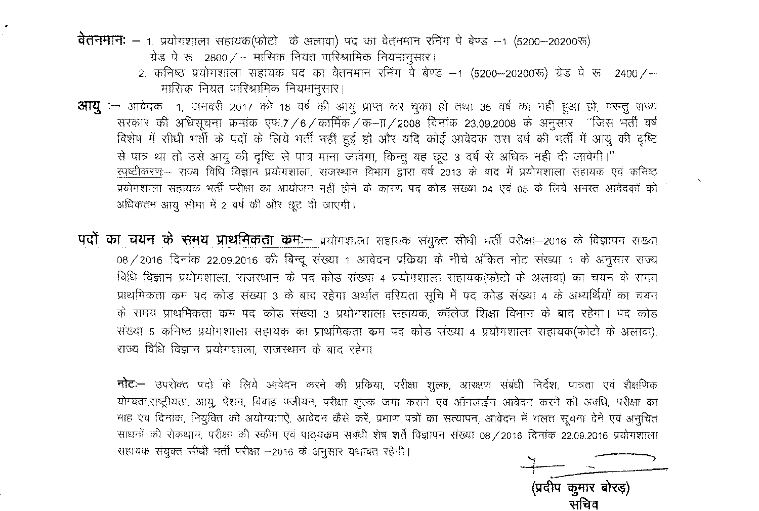**वेतनमानः** – 1. प्रयोगशाला सहायक(फोटो के अलावा) पद का वेतनमान रनिंग पे बेण्ड –1 (5200–20200रू) ग्रेड पे रू 2800/– मासिक नियत पारिश्रमिक नियमानुसार।

2. कनिष्ठ प्रयोगशाला सहायक पद का वेतनमान रनिंग पे बेण्ड –1 (5200–20200रू) ग्रेड पे रू 2400/– मासिक नियत पारिश्रमिक नियमानुसार।

**आयु** :– आवेदक 1, जनवरी 2017 को 18 वर्ष की आयु प्राप्त कर चुका हो तथा 35 वर्ष का नहीं हुआ हो, परन्तु राज्य सरकार की अधिसूचना क्रमांक एफ.7/6/कार्मिक/क–II/2008 दिनांक 23.09.2008 के अनुसार "जिस भर्ती वर्ष विशेष में सीधी भर्ती के पदों के लिये भर्ती नहीं हुई हो और यदि कोई आवेदक उस वर्ष की भर्ती में आयु की दृष्टि से पात्र था तो उसे आयु की दृष्टि से पात्र माना जावेगा, किन्तु यह छूट 3 वर्ष से अधिक नही दी जावेगी।"

<u>स्पष्टीकरण</u>:– राज्य विधि विज्ञान प्रयोगशाला, राजस्थान विभाग द्वारा वर्ष 2013 के बाद में प्रयोगशाला सहायक एवं कनिष्ठ प्रयोगशाला सहायक भर्ती परीक्षा का आयोजन नही होने के कारण पद कोड संख्या 04 एवं 05 के लिये समस्त आवेदकों को अधिकतम आयु सीमा में 2 वर्ष की और छूट दी जाएगी।

**पदों का चयन के समय प्राथमिकता क्रमः**– प्रयोगशाला सहायक संयुक्त सीधी भर्ती परीक्षा–2016 के विज्ञापन संख्या 08/2016 दिनांक 22.09.2016 की बिन्दू संख्या 1 आवेदन प्रकिया के नीचे अंकित नोट संख्या 1 के अनुसार राज्य विधि विज्ञान प्रयोगशाला, राजस्थान के पद कोड संख्या 4 प्रयोगशाला सहायक(फोटो के अलावा) का चयन के समय प्राथमिकता क्रम पद कोड संख्या 3 के बाद रहेगा अर्थात वरियता सूचि में पद कोड संख्या 4 के अभ्यर्थियों का चयन के समय प्राथमिकता क्रम पद कोड संख्या 3 प्रयोगशाला सहायक, कॉलेज शिक्षा विभाग के बाद रहेगा। पद कोड संख्या 5 कनिष्ठ प्रयोगशाला सहायक का प्राथमिकता क्रम पद कोड संख्या 4 प्रयोगशाला सहायक(फोटो के अलावा), राज्य विधि विज्ञान प्रयोगशाला, राजस्थान के बाद रहेगा

**नोटः**– उपरोक्त पदो के लिये आवेदन करने की प्रकिया, परीक्षा शुल्क, आरक्षण संबंधी निर्देश, पात्रता एवं शैक्षणिक योग्यता,राष्ट्रीयता, आयु, पेंशन, विवाह पंजीयन, परीक्षा शुल्क जमा कराने एवं ऑनलाईन आवेदन करने की अवधि, परीक्षा का माह एवं दिनांक, नियुक्ति की अयोग्यताऐं, आवेदन कैसे करें, प्रमाण पत्रों का सत्यापन, आवेदन में गलत सूचना देने एवं अनुचित साधनों की रोकथाम, परीक्षा की स्कीम एवं पाठ्यक्रम संबंधी शेष शर्ते विज्ञापन संख्या 08/2016 दिनांक 22.09.2016 प्रयोगशाला सहायक संयुक्त सीधी भर्ती परीक्षा –2016 के अनुसार यथावत रहेगी।

(प्रदीप कुमार बोरड़)
सचिव